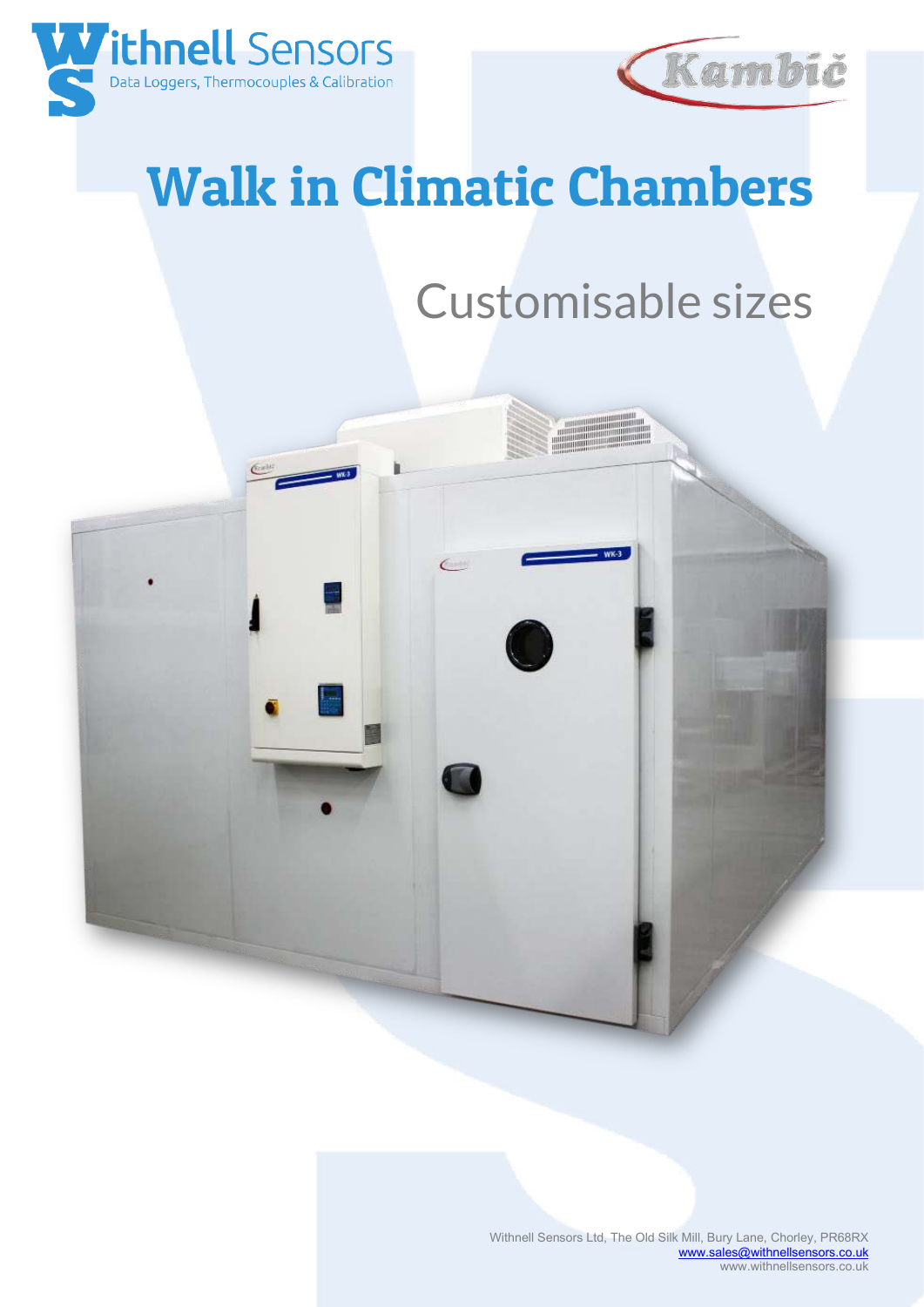Withnell Sensors

Data Loggers, Thermocouples & Calibration

Kambič

# Walk in Climatic Chambers

## Customisable sizes

Withnell Sensors Ltd, The Old Silk Mill, Bury Lane, Chorley, PR68RX

www.sales@withnellsensors.co.uk

www.withnellsensors.co.uk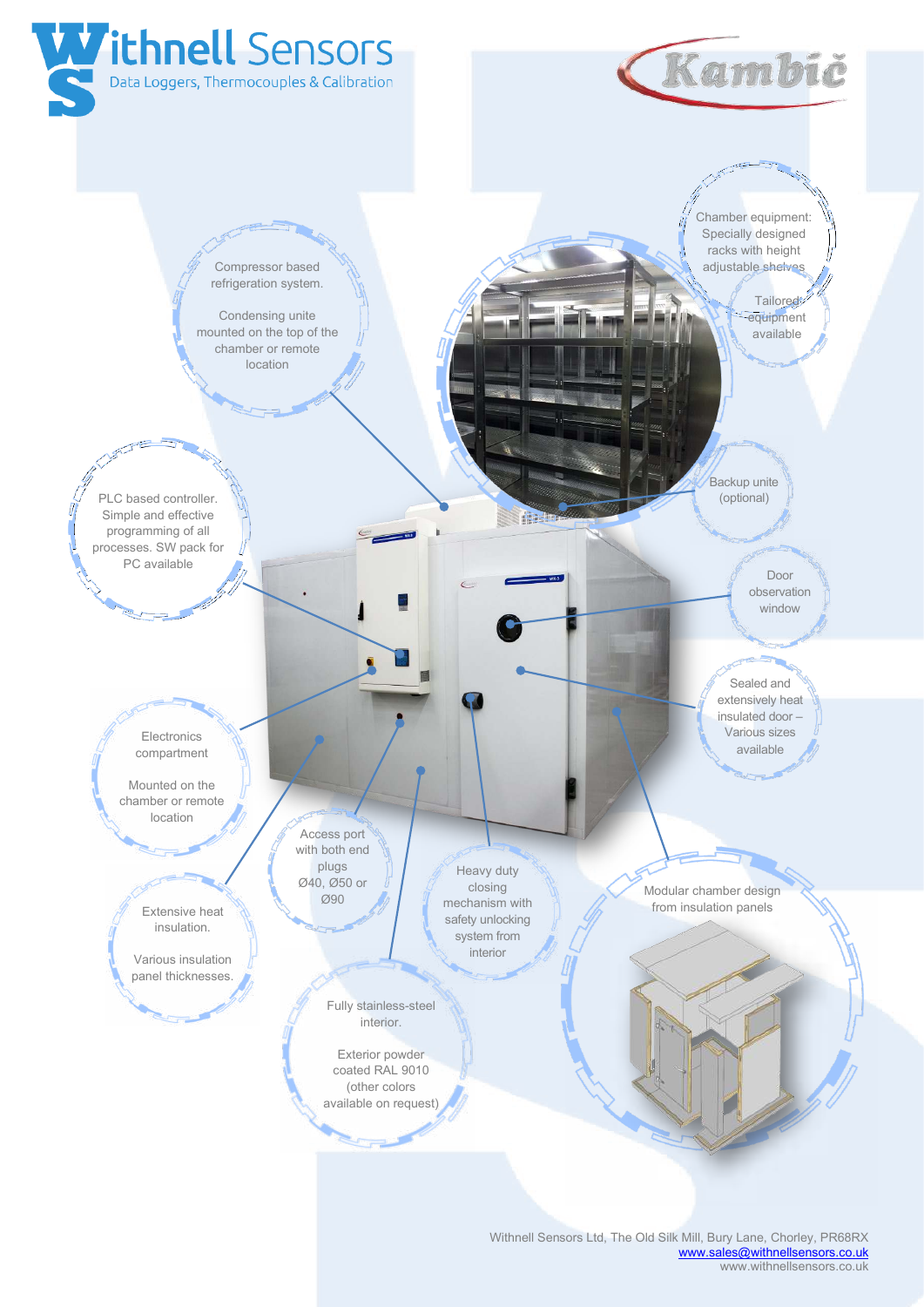# Withnell Sensors

Data Loggers, Thermocouples & Calibration

Kambič

Chamber equipment: Specially designed racks with height adjustable shelves

Tailored equipment available

Compressor based refrigeration system.

Condensing unite mounted on the top of the chamber or remote location

PLC based controller. Simple and effective programming of all processes. SW pack for PC available

Backup unite (optional)

Door observation window

Sealed and extensively heat insulated door – Various sizes available

Electronics compartment

Mounted on the chamber or remote location

Access port with both end plugs Ø40, Ø50 or Ø90

Heavy duty closing mechanism with safety unlocking system from interior

Modular chamber design from insulation panels

Extensive heat insulation.

Various insulation panel thicknesses.

Fully stainless-steel interior.

Exterior powder coated RAL 9010 (other colors available on request)

Withnell Sensors Ltd, The Old Silk Mill, Bury Lane, Chorley, PR68RX
www.sales@withnellsensors.co.uk
www.withnellsensors.co.uk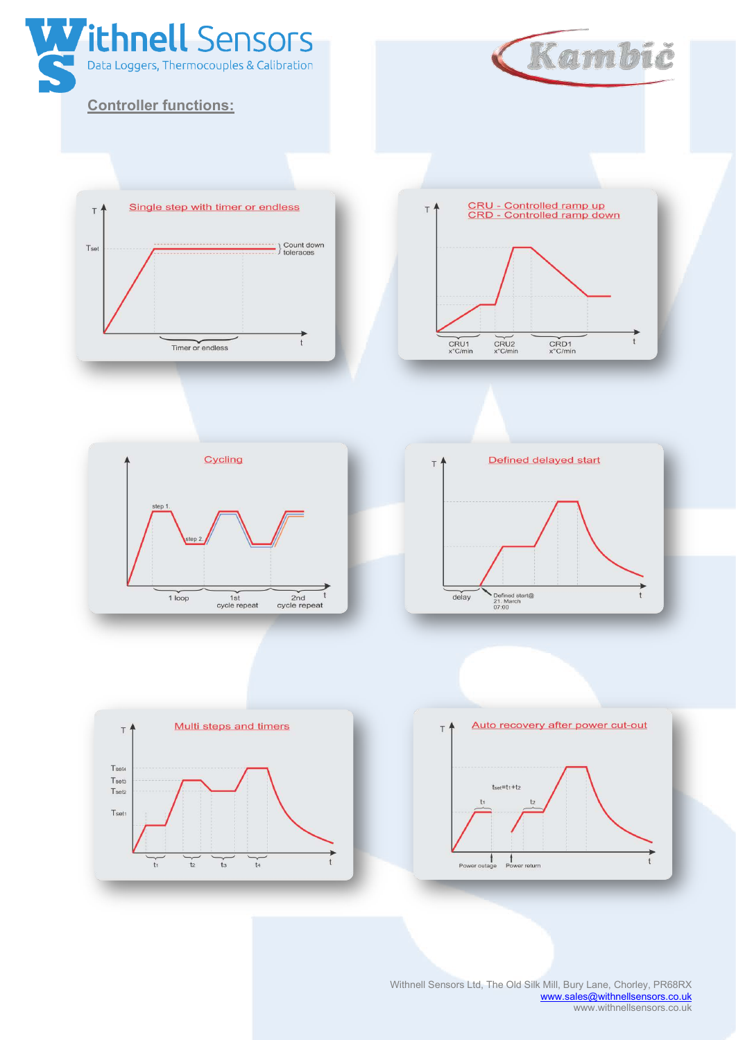## Controller functions:

**Single step with timer or endless**

T, Tset, Count down toleraces, Timer or endless, t

**CRU - Controlled ramp up**
**CRD - Controlled ramp down**

T, CRU1 x°C/min, CRU2 x°C/min, CRD1 x°C/min, t

**Cycling**

step 1., step 2., 1 loop, 1st cycle repeat, 2nd cycle repeat, t

**Defined delayed start**

T, delay, Defined start@ 21. March 07:00, t

**Multi steps and timers**

T, $T_{set4}$, $T_{set3}$, $T_{set2}$, $T_{set1}$, $t_1$, $t_2$, $t_3$, $t_4$, t

**Auto recovery after power cut-out**

T, $t_{set}=t_1+t_2$, $t_1$, $t_2$, Power outage, Power return, t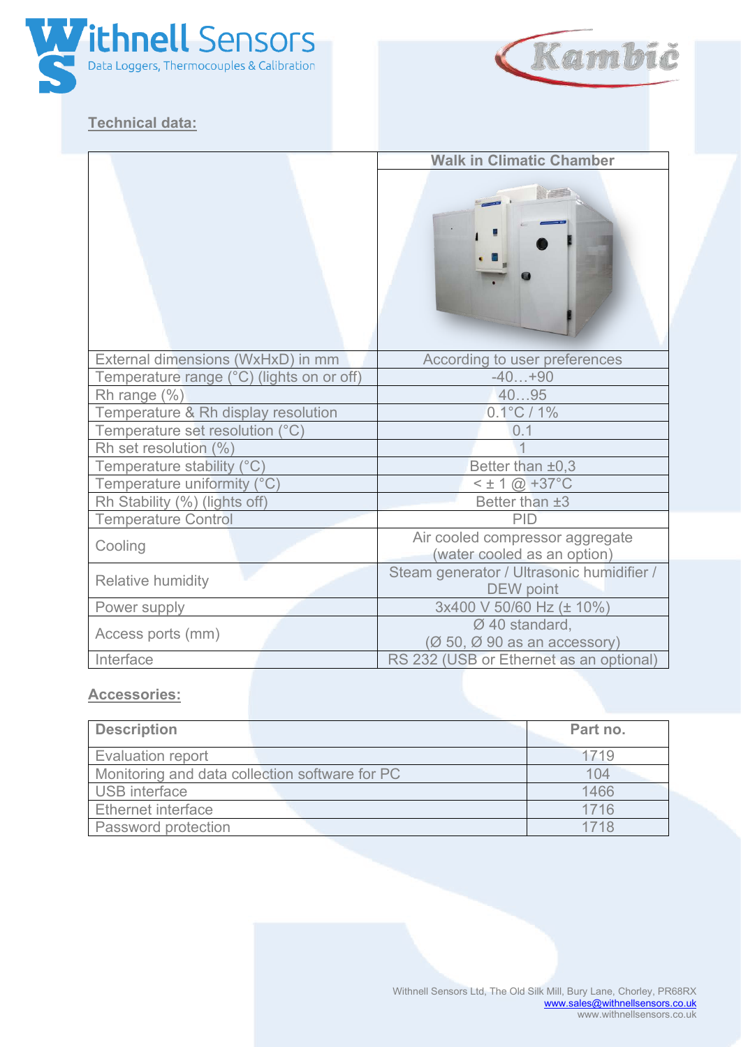## Technical data:

| | Walk in Climatic Chamber |
|---|---|
| External dimensions (WxHxD) in mm | According to user preferences |
| Temperature range (°C) (lights on or off) | -40…+90 |
| Rh range (%) | 40…95 |
| Temperature & Rh display resolution | 0.1°C / 1% |
| Temperature set resolution (°C) | 0.1 |
| Rh set resolution (%) | 1 |
| Temperature stability (°C) | Better than ±0,3 |
| Temperature uniformity (°C) | < ± 1 @ +37°C |
| Rh Stability (%) (lights off) | Better than ±3 |
| Temperature Control | PID |
| Cooling | Air cooled compressor aggregate (water cooled as an option) |
| Relative humidity | Steam generator / Ultrasonic humidifier / DEW point |
| Power supply | 3x400 V 50/60 Hz (± 10%) |
| Access ports (mm) | Ø 40 standard, (Ø 50, Ø 90 as an accessory) |
| Interface | RS 232 (USB or Ethernet as an optional) |

## Accessories:

| Description | Part no. |
|---|---|
| Evaluation report | 1719 |
| Monitoring and data collection software for PC | 104 |
| USB interface | 1466 |
| Ethernet interface | 1716 |
| Password protection | 1718 |

Withnell Sensors Ltd, The Old Silk Mill, Bury Lane, Chorley, PR68RX
www.sales@withnellsensors.co.uk
www.withnellsensors.co.uk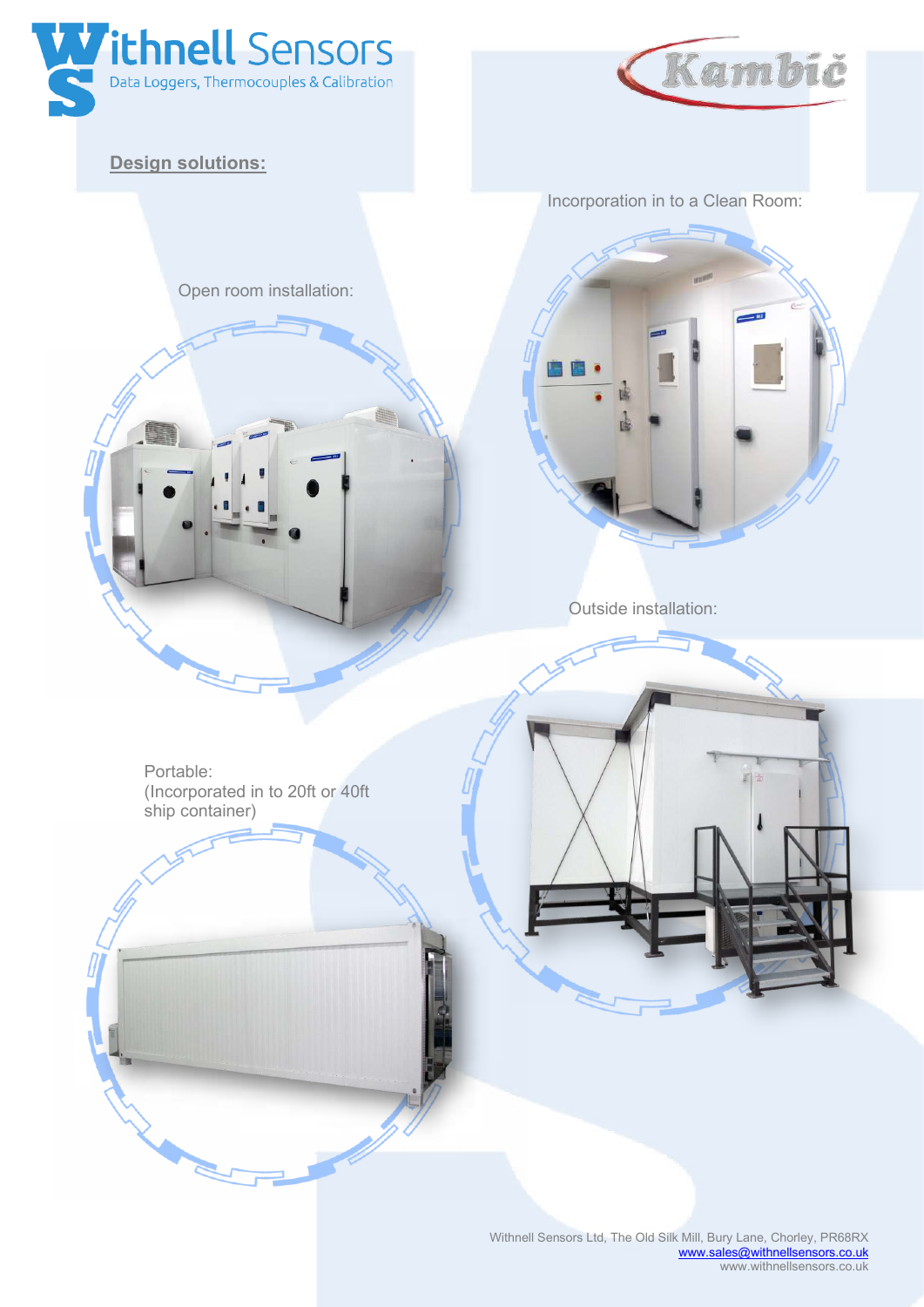## Design solutions:

Incorporation in to a Clean Room:

Open room installation:

Outside installation:

Portable:
(Incorporated in to 20ft or 40ft ship container)

Withnell Sensors Ltd, The Old Silk Mill, Bury Lane, Chorley, PR68RX
www.sales@withnellsensors.co.uk
www.withnellsensors.co.uk